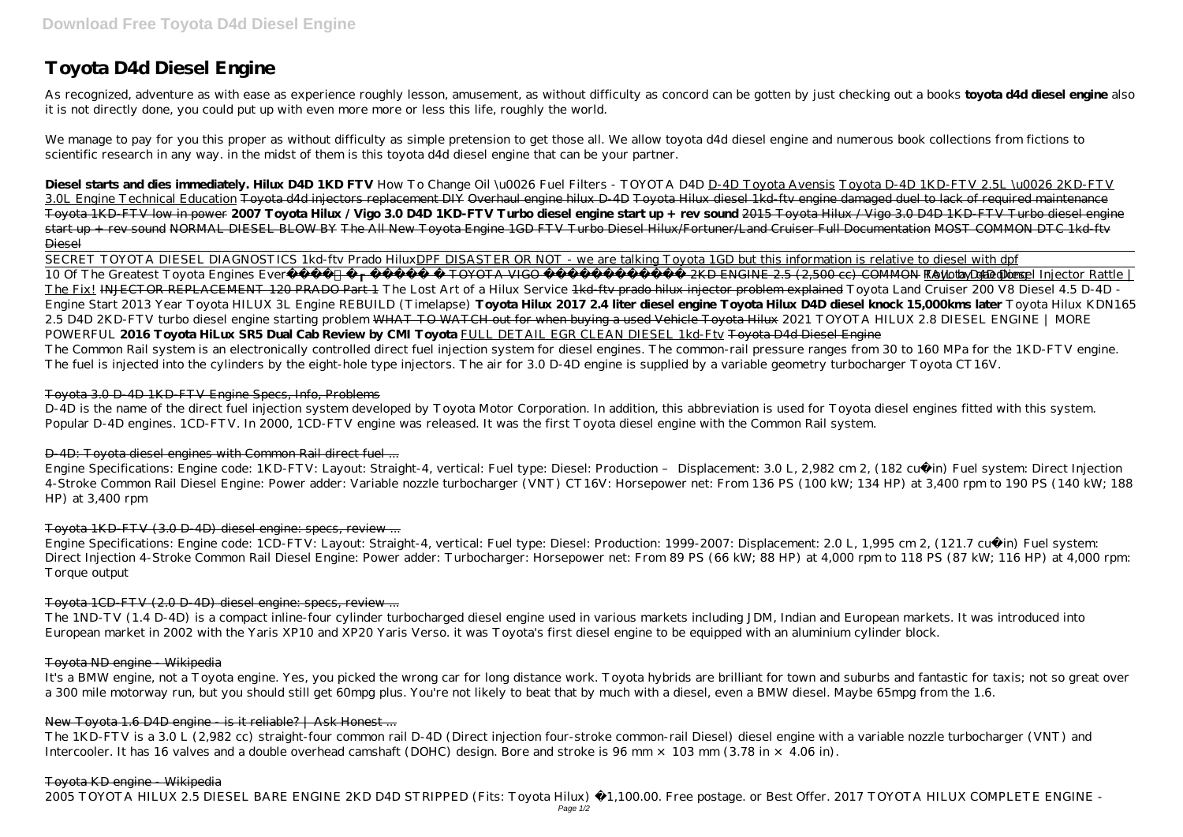# Toyota D4d Diesel Engine

As recognized, adventure as with ease as experience roughly lesson, amusement, as without difficulty as concord can be gotten by just checking out a books **toyota d4d diesel engine** also it is not directly done, you could put up with even more more or less this life, roughly the world.

We manage to pay for you this proper as without difficulty as simple pretension to get those all. We allow toyota d4d diesel engine and numerous book collections from fictions to scientific research in any way. in the midst of them is this toyota d4d diesel engine that can be your partner.

**Diesel starts and dies immediately. Hilux D4D 1KD FTV** *How To Change Oil \u0026 Fuel Filters - TOYOTA D4D* D-4D Toyota Avensis Toyota D-4D 1KD-FTV 2.5L \u0026 2KD-FTV 3.0L Engine Technical Education Toyota d4d injectors replacement DIY Overhaul engine hilux D-4D Toyota Hilux diesel 1kd-ftv engine damaged duel to lack of required maintenance Toyota 1KD-FTV low in power **2007 Toyota Hilux / Vigo 3.0 D4D 1KD-FTV Turbo diesel engine start up + rev sound** 2015 Toyota Hilux / Vigo 3.0 D4D 1KD-FTV Turbo diesel engine start up + rev sound NORMAL DIESEL BLOW BY The All New Toyota Engine 1GD FTV Turbo Diesel Hilux/Fortuner/Land Cruiser Full Documentation MOST COMMON DTC 1kd-ftv Diesel

SECRET TOYOTA DIESEL DIAGNOSTICS 1kd-ftv Prado HiluxDPF DISASTER OR NOT - we are talking Toyota 1GD but this information is relative to diesel with dpf

10 Of The Greatest Toyota Engines Ever TOYOTA VIGO 2KD ENGINE 2.5 (2,500 cc) COMMON RAIL by GEO VIRAL Toyota D4D Diesel Injector Rattle | The Fix! INJECTOR REPLACEMENT 120 PRADO Part 1 *The Lost Art of a Hilux Service* 1kd-ftv prado hilux injector problem explained *Toyota Land Cruiser 200 V8 Diesel 4.5 D-4D - Engine Start* *2013 Year Toyota HILUX 3L Engine REBUILD (Timelapse)* **Toyota Hilux 2017 2.4 liter diesel engine Toyota Hilux D4D diesel knock 15,000kms later** *Toyota Hilux KDN165 2.5 D4D 2KD-FTV turbo diesel engine starting problem* WHAT TO WATCH out for when buying a used Vehicle Toyota Hilux *2021 TOYOTA HILUX 2.8 DIESEL ENGINE | MORE POWERFUL* **2016 Toyota HiLux SR5 Dual Cab Review by CMI Toyota** FULL DETAIL EGR CLEAN DIESEL 1kd-Ftv Toyota D4d Diesel Engine

The Common Rail system is an electronically controlled direct fuel injection system for diesel engines. The common-rail pressure ranges from 30 to 160 MPa for the 1KD-FTV engine. The fuel is injected into the cylinders by the eight-hole type injectors. The air for 3.0 D-4D engine is supplied by a variable geometry turbocharger Toyota CT16V.

## Toyota 3.0 D-4D 1KD-FTV Engine Specs, Info, Problems

D-4D is the name of the direct fuel injection system developed by Toyota Motor Corporation. In addition, this abbreviation is used for Toyota diesel engines fitted with this system. Popular D-4D engines. 1CD-FTV. In 2000, 1CD-FTV engine was released. It was the first Toyota diesel engine with the Common Rail system.

## D-4D: Toyota diesel engines with Common Rail direct fuel ...

Engine Specifications: Engine code: 1KD-FTV: Layout: Straight-4, vertical: Fuel type: Diesel: Production – Displacement: 3.0 L, 2,982 cm 2, (182 cu·in) Fuel system: Direct Injection 4-Stroke Common Rail Diesel Engine: Power adder: Variable nozzle turbocharger (VNT) CT16V: Horsepower net: From 136 PS (100 kW; 134 HP) at 3,400 rpm to 190 PS (140 kW; 188 HP) at 3,400 rpm

## Toyota 1KD-FTV (3.0 D-4D) diesel engine: specs, review ...

Engine Specifications: Engine code: 1CD-FTV: Layout: Straight-4, vertical: Fuel type: Diesel: Production: 1999-2007: Displacement: 2.0 L, 1,995 cm 2, (121.7 cu·in) Fuel system: Direct Injection 4-Stroke Common Rail Diesel Engine: Power adder: Turbocharger: Horsepower net: From 89 PS (66 kW; 88 HP) at 4,000 rpm to 118 PS (87 kW; 116 HP) at 4,000 rpm: Torque output

## Toyota 1CD-FTV (2.0 D-4D) diesel engine: specs, review ...

The 1ND-TV (1.4 D-4D) is a compact inline-four cylinder turbocharged diesel engine used in various markets including JDM, Indian and European markets. It was introduced into European market in 2002 with the Yaris XP10 and XP20 Yaris Verso. it was Toyota's first diesel engine to be equipped with an aluminium cylinder block.

## Toyota ND engine - Wikipedia

It's a BMW engine, not a Toyota engine. Yes, you picked the wrong car for long distance work. Toyota hybrids are brilliant for town and suburbs and fantastic for taxis; not so great over a 300 mile motorway run, but you should still get 60mpg plus. You're not likely to beat that by much with a diesel, even a BMW diesel. Maybe 65mpg from the 1.6.

## New Toyota 1.6 D4D engine - is it reliable? | Ask Honest ...

The 1KD-FTV is a 3.0 L (2,982 cc) straight-four common rail D-4D (Direct injection four-stroke common-rail Diesel) diesel engine with a variable nozzle turbocharger (VNT) and Intercooler. It has 16 valves and a double overhead camshaft (DOHC) design. Bore and stroke is 96 mm × 103 mm (3.78 in × 4.06 in).

## Toyota KD engine - Wikipedia

2005 TOYOTA HILUX 2.5 DIESEL BARE ENGINE 2KD D4D STRIPPED (Fits: Toyota Hilux) £1,100.00. Free postage. or Best Offer. 2017 TOYOTA HILUX COMPLETE ENGINE -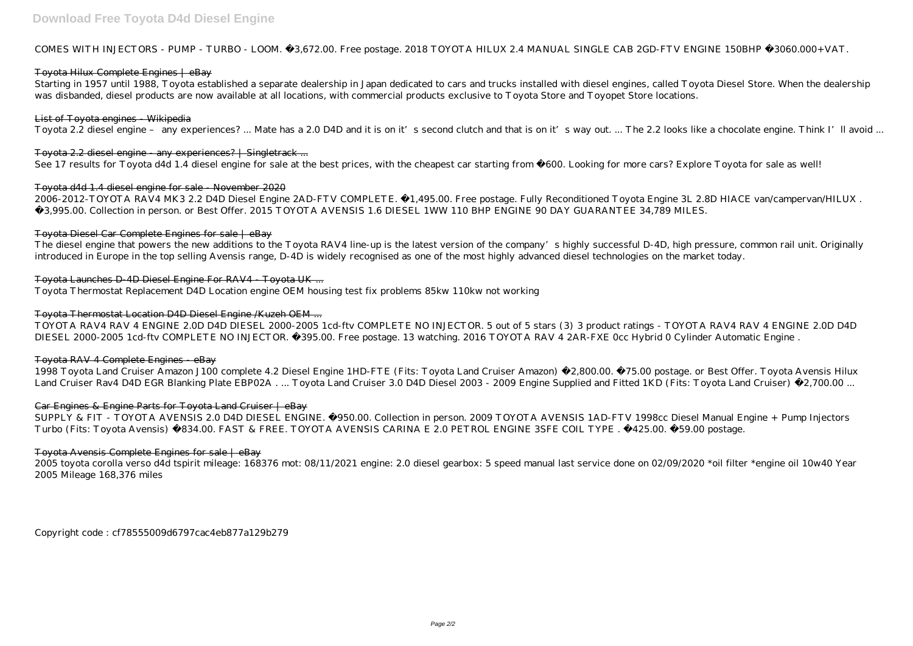COMES WITH INJECTORS - PUMP - TURBO - LOOM. £3,672.00. Free postage. 2018 TOYOTA HILUX 2.4 MANUAL SINGLE CAB 2GD-FTV ENGINE 150BHP £3060.000+VAT.

## Toyota Hilux Complete Engines | eBay

Starting in 1957 until 1988, Toyota established a separate dealership in Japan dedicated to cars and trucks installed with diesel engines, called Toyota Diesel Store. When the dealership was disbanded, diesel products are now available at all locations, with commercial products exclusive to Toyota Store and Toyopet Store locations.

## List of Toyota engines - Wikipedia

Toyota 2.2 diesel engine – any experiences? ... Mate has a 2.0 D4D and it is on it's second clutch and that is on it's way out. ... The 2.2 looks like a chocolate engine. Think I'll avoid ...

## Toyota 2.2 diesel engine - any experiences? | Singletrack ...

See 17 results for Toyota d4d 1.4 diesel engine for sale at the best prices, with the cheapest car starting from £600. Looking for more cars? Explore Toyota for sale as well!

## Toyota d4d 1.4 diesel engine for sale - November 2020

2006-2012-TOYOTA RAV4 MK3 2.2 D4D Diesel Engine 2AD-FTV COMPLETE. £1,495.00. Free postage. Fully Reconditioned Toyota Engine 3L 2.8D HIACE van/campervan/HILUX . £3,995.00. Collection in person. or Best Offer. 2015 TOYOTA AVENSIS 1.6 DIESEL 1WW 110 BHP ENGINE 90 DAY GUARANTEE 34,789 MILES.

## Toyota Diesel Car Complete Engines for sale | eBay

The diesel engine that powers the new additions to the Toyota RAV4 line-up is the latest version of the company's highly successful D-4D, high pressure, common rail unit. Originally introduced in Europe in the top selling Avensis range, D-4D is widely recognised as one of the most highly advanced diesel technologies on the market today.

## Toyota Launches D-4D Diesel Engine For RAV4 - Toyota UK ...

Toyota Thermostat Replacement D4D Location engine OEM housing test fix problems 85kw 110kw not working

## Toyota Thermostat Location D4D Diesel Engine /Kuzeh OEM ...

TOYOTA RAV4 RAV 4 ENGINE 2.0D D4D DIESEL 2000-2005 1cd-ftv COMPLETE NO INJECTOR. 5 out of 5 stars (3) 3 product ratings - TOYOTA RAV4 RAV 4 ENGINE 2.0D D4D DIESEL 2000-2005 1cd-ftv COMPLETE NO INJECTOR. £395.00. Free postage. 13 watching. 2016 TOYOTA RAV 4 2AR-FXE 0cc Hybrid 0 Cylinder Automatic Engine .

## Toyota RAV 4 Complete Engines - eBay

1998 Toyota Land Cruiser Amazon J100 complete 4.2 Diesel Engine 1HD-FTE (Fits: Toyota Land Cruiser Amazon) £2,800.00. £75.00 postage. or Best Offer. Toyota Avensis Hilux Land Cruiser Rav4 D4D EGR Blanking Plate EBP02A . ... Toyota Land Cruiser 3.0 D4D Diesel 2003 - 2009 Engine Supplied and Fitted 1KD (Fits: Toyota Land Cruiser) £2,700.00 ...

## Car Engines & Engine Parts for Toyota Land Cruiser | eBay

SUPPLY & FIT - TOYOTA AVENSIS 2.0 D4D DIESEL ENGINE. £950.00. Collection in person. 2009 TOYOTA AVENSIS 1AD-FTV 1998cc Diesel Manual Engine + Pump Injectors Turbo (Fits: Toyota Avensis) £834.00. FAST & FREE. TOYOTA AVENSIS CARINA E 2.0 PETROL ENGINE 3SFE COIL TYPE . £425.00. £59.00 postage.

## Toyota Avensis Complete Engines for sale | eBay

2005 toyota corolla verso d4d tspirit mileage: 168376 mot: 08/11/2021 engine: 2.0 diesel gearbox: 5 speed manual last service done on 02/09/2020 *oil filter *engine oil 10w40 Year 2005 Mileage 168,376 miles

Copyright code : cf78555009d6797cac4eb877a129b279